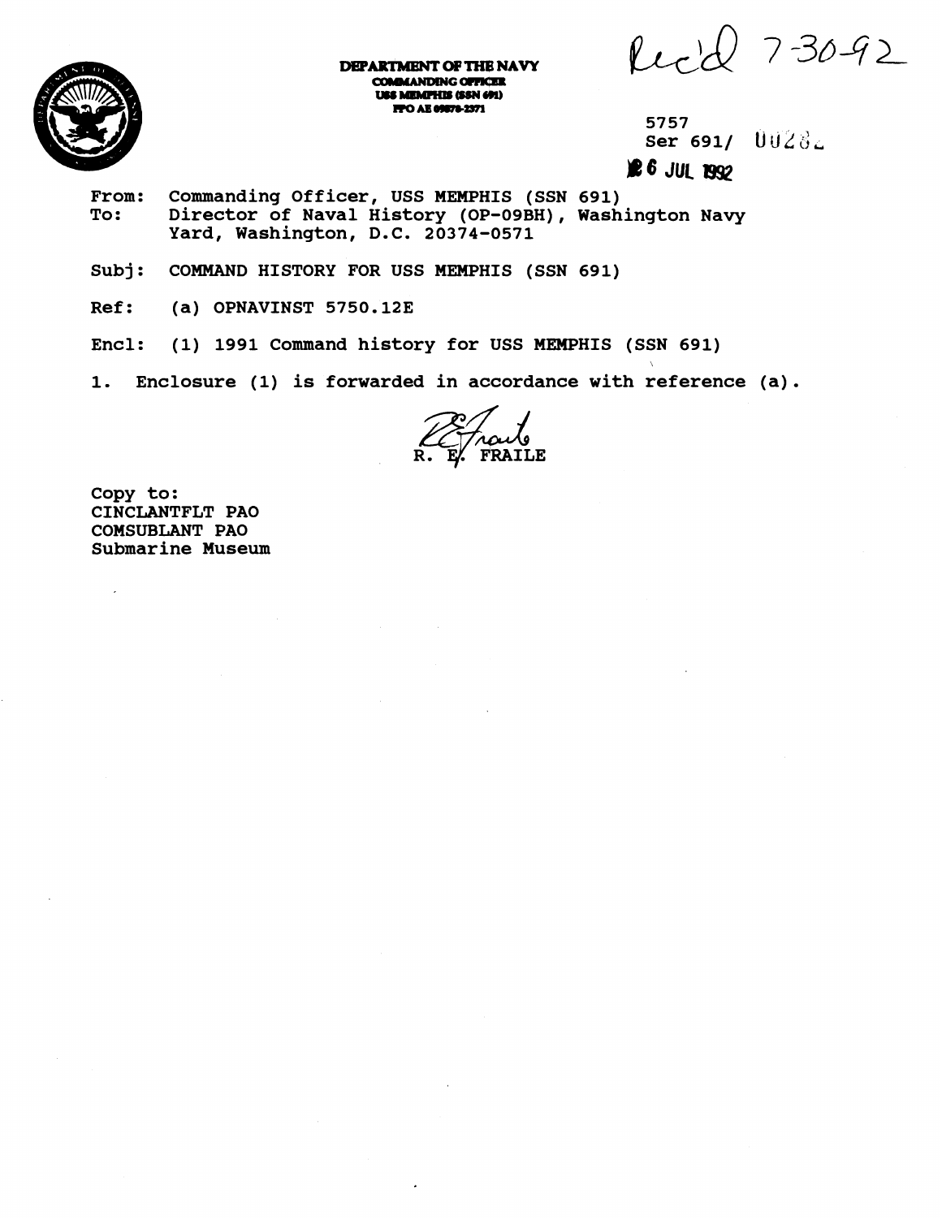DEPARTMENT OF THE NAVY
COMMANDING OFFICER
USS MEMPHIS (SSN 691)
FPO AE 09578-2371

Rec'd 7-30-92

5757
Ser 691/ 00282
26 JUL 1992

From: Commanding Officer, USS MEMPHIS (SSN 691)
To: Director of Naval History (OP-09BH), Washington Navy Yard, Washington, D.C. 20374-0571

Subj: COMMAND HISTORY FOR USS MEMPHIS (SSN 691)

Ref: (a) OPNAVINST 5750.12E

Encl: (1) 1991 Command history for USS MEMPHIS (SSN 691)

1. Enclosure (1) is forwarded in accordance with reference (a).

R. E. FRAILE

Copy to:
CINCLANTFLT PAO
COMSUBLANT PAO
Submarine Museum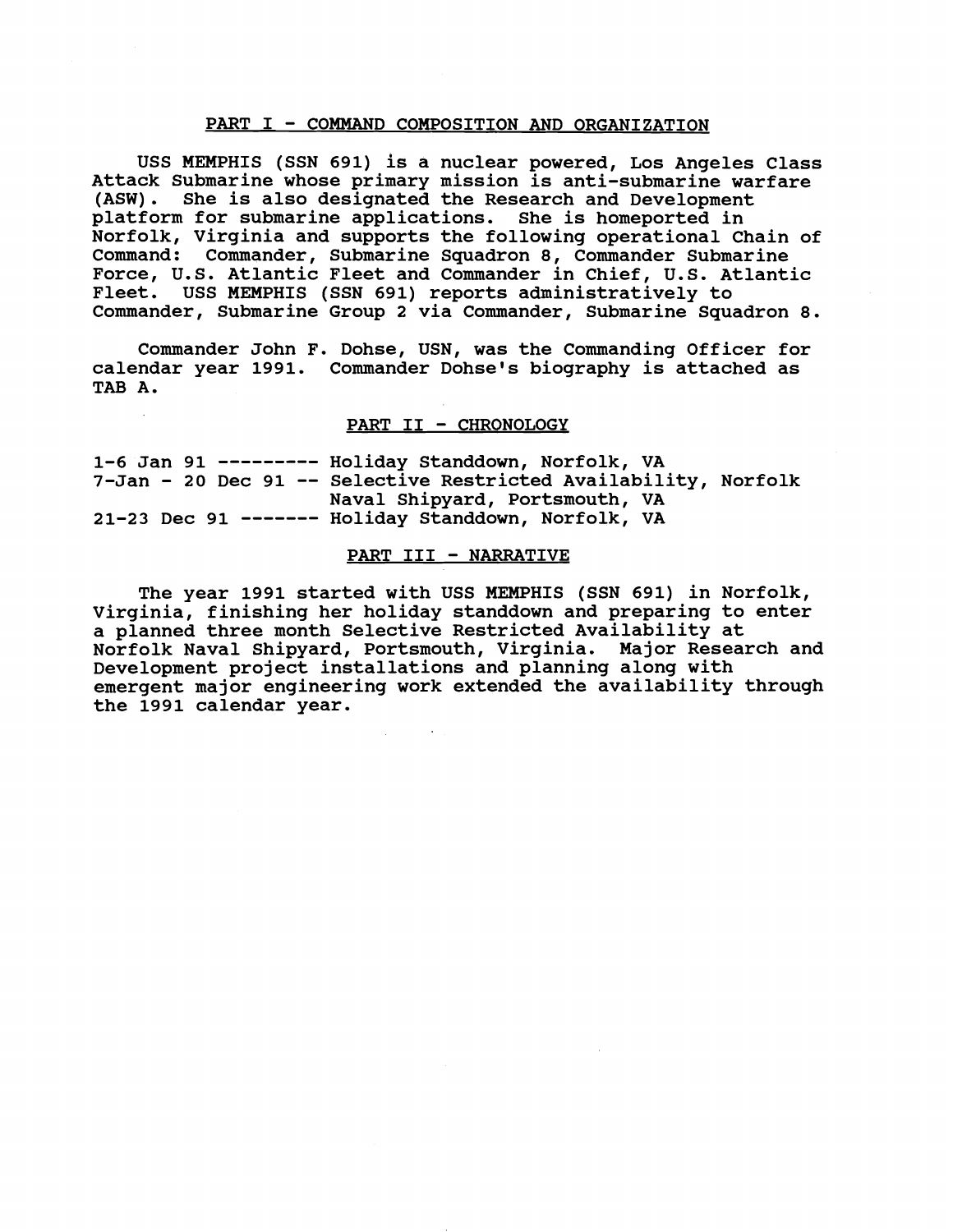## PART I - COMMAND COMPOSITION AND ORGANIZATION

USS MEMPHIS (SSN 691) is a nuclear powered, Los Angeles Class Attack Submarine whose primary mission is anti-submarine warfare (ASW). She is also designated the Research and Development platform for submarine applications. She is homeported in Norfolk, Virginia and supports the following operational Chain of Command: Commander, Submarine Squadron 8, Commander Submarine Force, U.S. Atlantic Fleet and Commander in Chief, U.S. Atlantic Fleet. USS MEMPHIS (SSN 691) reports administratively to Commander, Submarine Group 2 via Commander, Submarine Squadron 8.

Commander John F. Dohse, USN, was the Commanding Officer for calendar year 1991. Commander Dohse's biography is attached as TAB A.

## PART II - CHRONOLOGY

```
1-6 Jan 91 --------- Holiday Standdown, Norfolk, VA
7-Jan - 20 Dec 91 -- Selective Restricted Availability, Norfolk
                     Naval Shipyard, Portsmouth, VA
21-23 Dec 91 ------- Holiday Standdown, Norfolk, VA
```

## PART III - NARRATIVE

The year 1991 started with USS MEMPHIS (SSN 691) in Norfolk, Virginia, finishing her holiday standdown and preparing to enter a planned three month Selective Restricted Availability at Norfolk Naval Shipyard, Portsmouth, Virginia. Major Research and Development project installations and planning along with emergent major engineering work extended the availability through the 1991 calendar year.